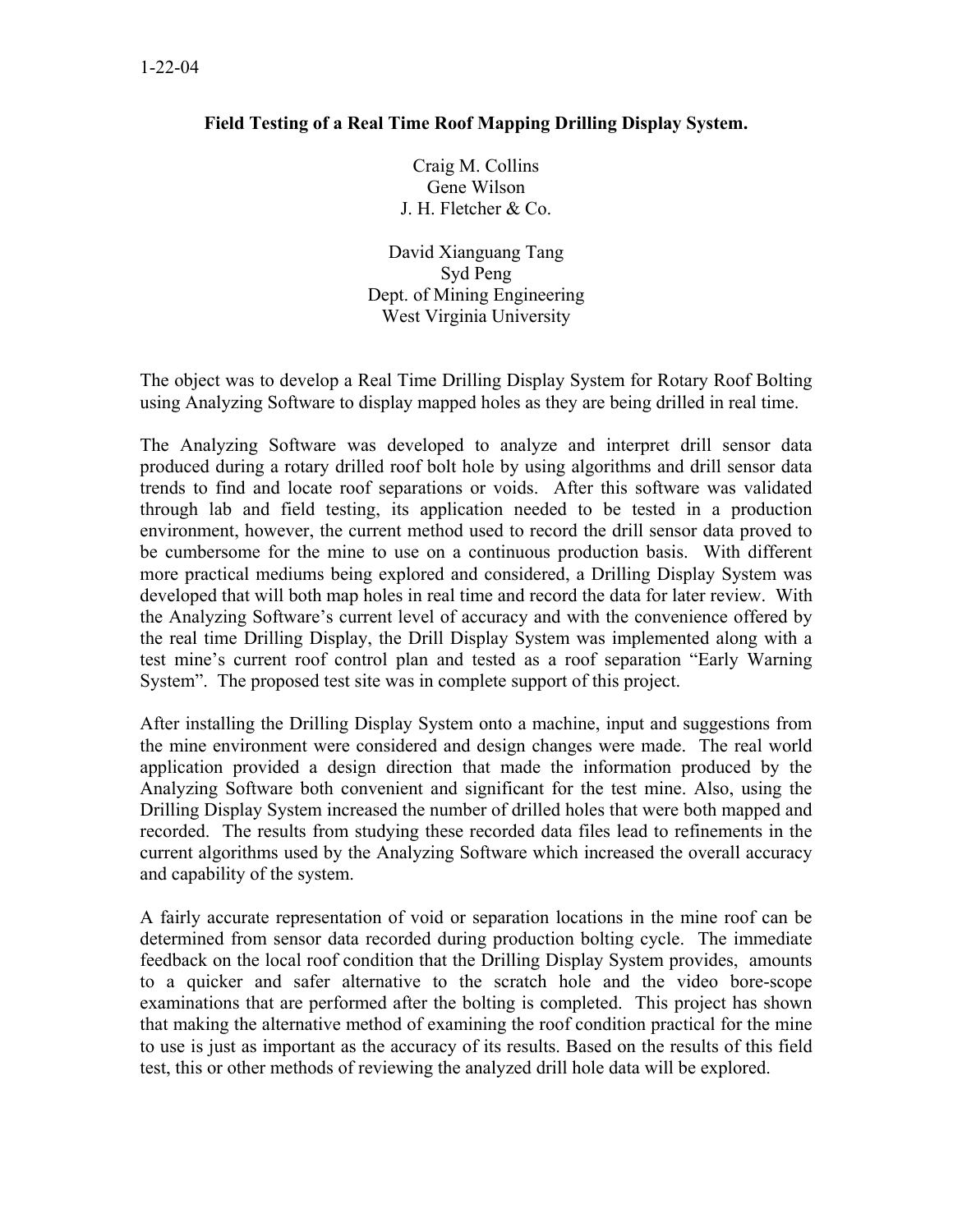1-22-04

# Field Testing of a Real Time Roof Mapping Drilling Display System.

Craig M. Collins
Gene Wilson
J. H. Fletcher & Co.

David Xianguang Tang
Syd Peng
Dept. of Mining Engineering
West Virginia University

The object was to develop a Real Time Drilling Display System for Rotary Roof Bolting using Analyzing Software to display mapped holes as they are being drilled in real time.

The Analyzing Software was developed to analyze and interpret drill sensor data produced during a rotary drilled roof bolt hole by using algorithms and drill sensor data trends to find and locate roof separations or voids. After this software was validated through lab and field testing, its application needed to be tested in a production environment, however, the current method used to record the drill sensor data proved to be cumbersome for the mine to use on a continuous production basis. With different more practical mediums being explored and considered, a Drilling Display System was developed that will both map holes in real time and record the data for later review. With the Analyzing Software's current level of accuracy and with the convenience offered by the real time Drilling Display, the Drill Display System was implemented along with a test mine's current roof control plan and tested as a roof separation "Early Warning System". The proposed test site was in complete support of this project.

After installing the Drilling Display System onto a machine, input and suggestions from the mine environment were considered and design changes were made. The real world application provided a design direction that made the information produced by the Analyzing Software both convenient and significant for the test mine. Also, using the Drilling Display System increased the number of drilled holes that were both mapped and recorded. The results from studying these recorded data files lead to refinements in the current algorithms used by the Analyzing Software which increased the overall accuracy and capability of the system.

A fairly accurate representation of void or separation locations in the mine roof can be determined from sensor data recorded during production bolting cycle. The immediate feedback on the local roof condition that the Drilling Display System provides, amounts to a quicker and safer alternative to the scratch hole and the video bore-scope examinations that are performed after the bolting is completed. This project has shown that making the alternative method of examining the roof condition practical for the mine to use is just as important as the accuracy of its results. Based on the results of this field test, this or other methods of reviewing the analyzed drill hole data will be explored.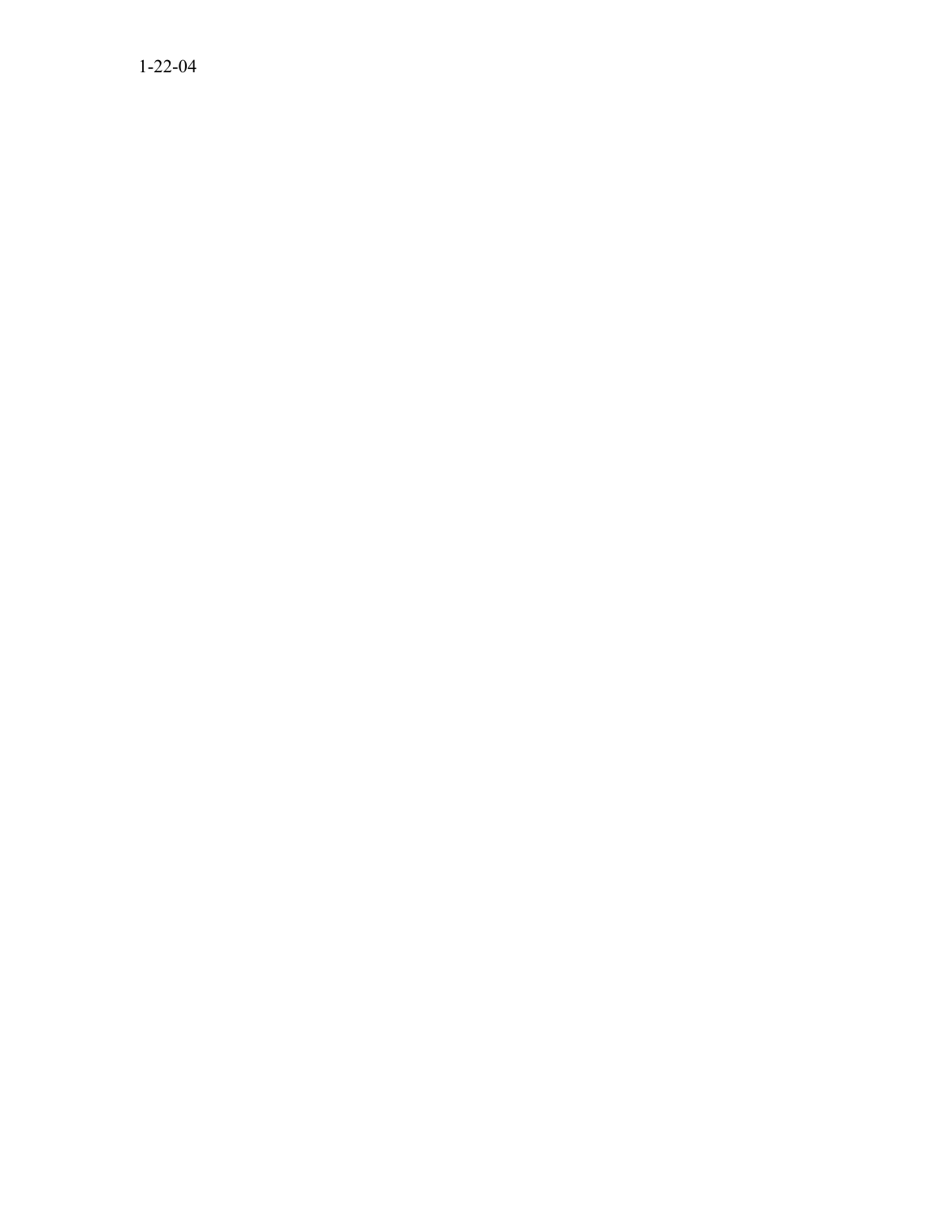1-22-04